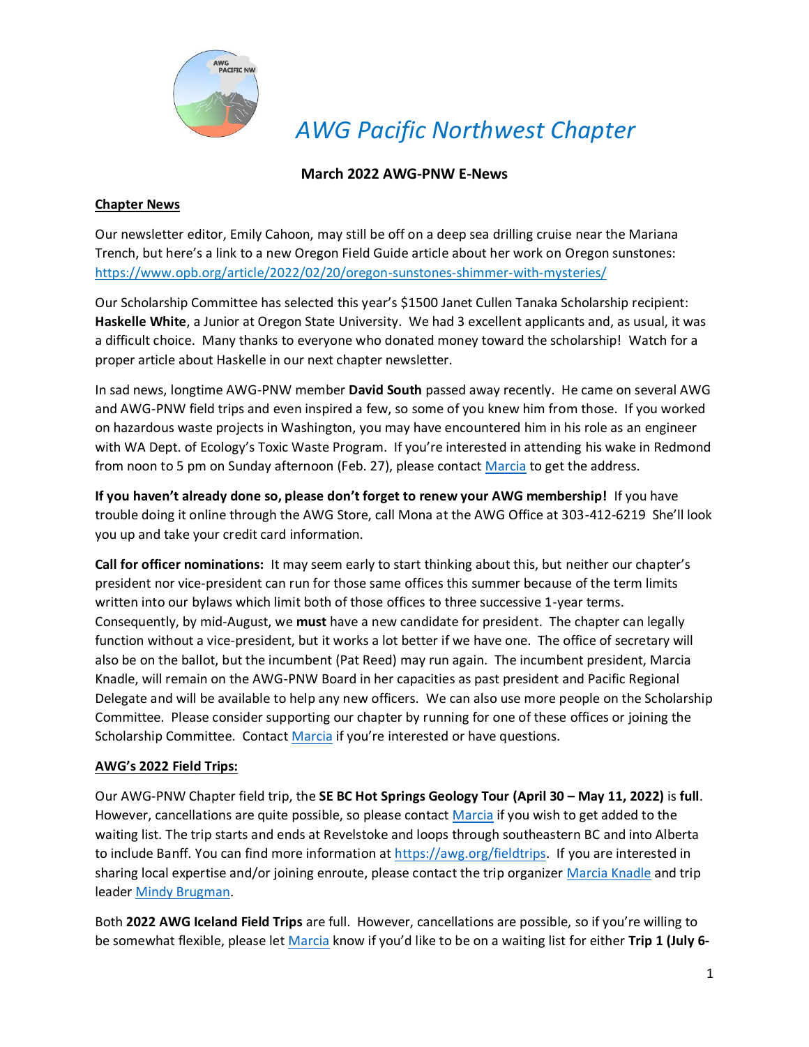# *AWG Pacific Northwest Chapter*

**March 2022 AWG-PNW E-News**

## Chapter News

Our newsletter editor, Emily Cahoon, may still be off on a deep sea drilling cruise near the Mariana Trench, but here's a link to a new Oregon Field Guide article about her work on Oregon sunstones: https://www.opb.org/article/2022/02/20/oregon-sunstones-shimmer-with-mysteries/

Our Scholarship Committee has selected this year's $1500 Janet Cullen Tanaka Scholarship recipient: **Haskelle White**, a Junior at Oregon State University. We had 3 excellent applicants and, as usual, it was a difficult choice. Many thanks to everyone who donated money toward the scholarship! Watch for a proper article about Haskelle in our next chapter newsletter.

In sad news, longtime AWG-PNW member **David South** passed away recently. He came on several AWG and AWG-PNW field trips and even inspired a few, so some of you knew him from those. If you worked on hazardous waste projects in Washington, you may have encountered him in his role as an engineer with WA Dept. of Ecology's Toxic Waste Program. If you're interested in attending his wake in Redmond from noon to 5 pm on Sunday afternoon (Feb. 27), please contact Marcia to get the address.

**If you haven't already done so, please don't forget to renew your AWG membership!** If you have trouble doing it online through the AWG Store, call Mona at the AWG Office at 303-412-6219 She'll look you up and take your credit card information.

**Call for officer nominations:** It may seem early to start thinking about this, but neither our chapter's president nor vice-president can run for those same offices this summer because of the term limits written into our bylaws which limit both of those offices to three successive 1-year terms. Consequently, by mid-August, we **must** have a new candidate for president. The chapter can legally function without a vice-president, but it works a lot better if we have one. The office of secretary will also be on the ballot, but the incumbent (Pat Reed) may run again. The incumbent president, Marcia Knadle, will remain on the AWG-PNW Board in her capacities as past president and Pacific Regional Delegate and will be available to help any new officers. We can also use more people on the Scholarship Committee. Please consider supporting our chapter by running for one of these offices or joining the Scholarship Committee. Contact Marcia if you're interested or have questions.

## AWG's 2022 Field Trips:

Our AWG-PNW Chapter field trip, the **SE BC Hot Springs Geology Tour (April 30 – May 11, 2022)** is **full**. However, cancellations are quite possible, so please contact Marcia if you wish to get added to the waiting list. The trip starts and ends at Revelstoke and loops through southeastern BC and into Alberta to include Banff. You can find more information at https://awg.org/fieldtrips. If you are interested in sharing local expertise and/or joining enroute, please contact the trip organizer Marcia Knadle and trip leader Mindy Brugman.

Both **2022 AWG Iceland Field Trips** are full. However, cancellations are possible, so if you're willing to be somewhat flexible, please let Marcia know if you'd like to be on a waiting list for either **Trip 1 (July 6-**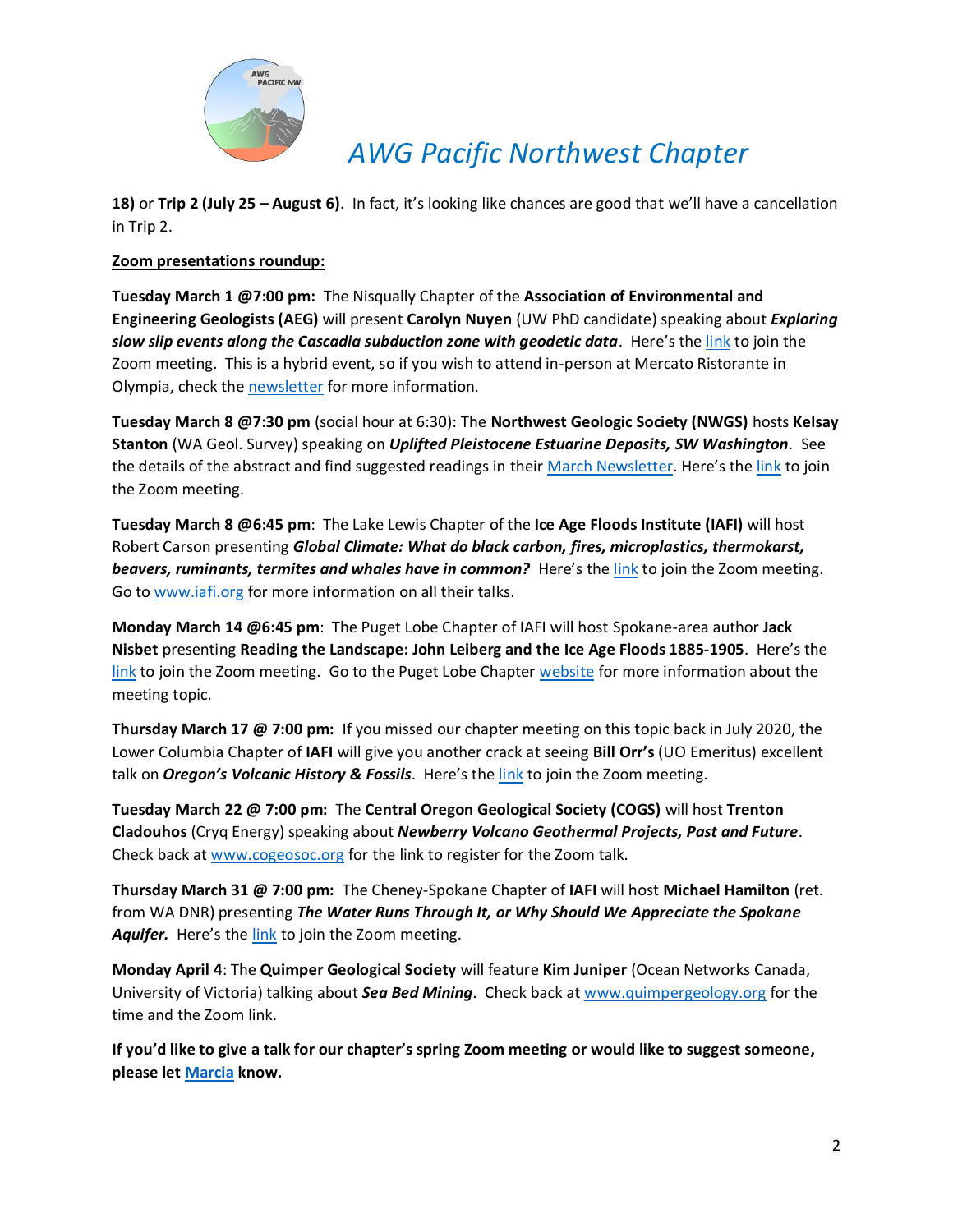**18)** or **Trip 2 (July 25 – August 6)**. In fact, it's looking like chances are good that we'll have a cancellation in Trip 2.

**Zoom presentations roundup:**

**Tuesday March 1 @7:00 pm:** The Nisqually Chapter of the **Association of Environmental and Engineering Geologists (AEG)** will present **Carolyn Nuyen** (UW PhD candidate) speaking about ***Exploring slow slip events along the Cascadia subduction zone with geodetic data***. Here's the link to join the Zoom meeting. This is a hybrid event, so if you wish to attend in-person at Mercato Ristorante in Olympia, check the newsletter for more information.

**Tuesday March 8 @7:30 pm** (social hour at 6:30): The **Northwest Geologic Society (NWGS)** hosts **Kelsay Stanton** (WA Geol. Survey) speaking on ***Uplifted Pleistocene Estuarine Deposits, SW Washington***. See the details of the abstract and find suggested readings in their March Newsletter. Here's the link to join the Zoom meeting.

**Tuesday March 8 @6:45 pm**: The Lake Lewis Chapter of the **Ice Age Floods Institute (IAFI)** will host Robert Carson presenting ***Global Climate: What do black carbon, fires, microplastics, thermokarst, beavers, ruminants, termites and whales have in common?*** Here's the link to join the Zoom meeting. Go to www.iafi.org for more information on all their talks.

**Monday March 14 @6:45 pm**: The Puget Lobe Chapter of IAFI will host Spokane-area author **Jack Nisbet** presenting **Reading the Landscape: John Leiberg and the Ice Age Floods 1885-1905**. Here's the link to join the Zoom meeting. Go to the Puget Lobe Chapter website for more information about the meeting topic.

**Thursday March 17 @ 7:00 pm:** If you missed our chapter meeting on this topic back in July 2020, the Lower Columbia Chapter of **IAFI** will give you another crack at seeing **Bill Orr's** (UO Emeritus) excellent talk on ***Oregon's Volcanic History & Fossils***. Here's the link to join the Zoom meeting.

**Tuesday March 22 @ 7:00 pm:** The **Central Oregon Geological Society (COGS)** will host **Trenton Cladouhos** (Cryq Energy) speaking about ***Newberry Volcano Geothermal Projects, Past and Future***. Check back at www.cogeosoc.org for the link to register for the Zoom talk.

**Thursday March 31 @ 7:00 pm:** The Cheney-Spokane Chapter of **IAFI** will host **Michael Hamilton** (ret. from WA DNR) presenting ***The Water Runs Through It, or Why Should We Appreciate the Spokane Aquifer.*** Here's the link to join the Zoom meeting.

**Monday April 4**: The **Quimper Geological Society** will feature **Kim Juniper** (Ocean Networks Canada, University of Victoria) talking about ***Sea Bed Mining***. Check back at www.quimpergeology.org for the time and the Zoom link.

**If you'd like to give a talk for our chapter's spring Zoom meeting or would like to suggest someone, please let Marcia know.**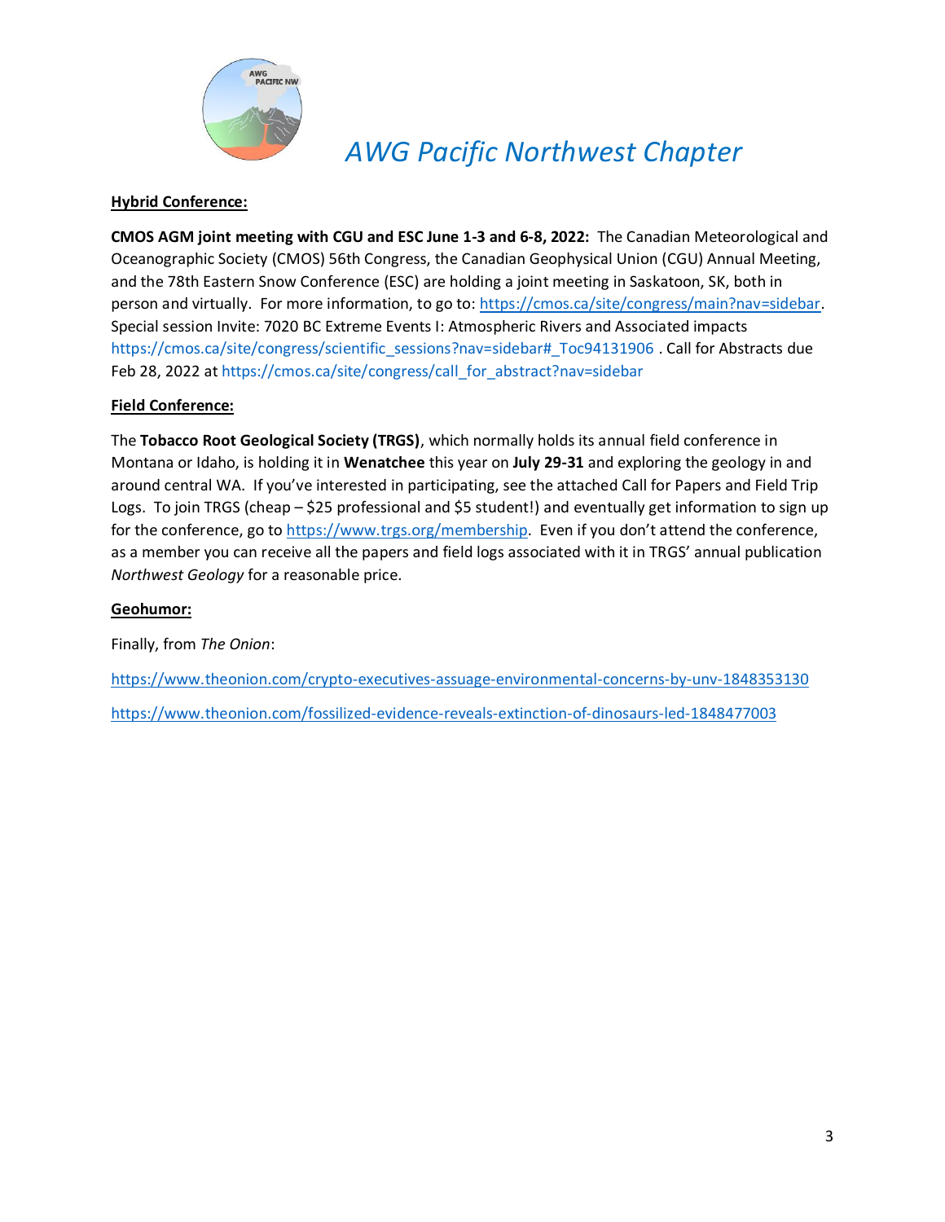# AWG Pacific Northwest Chapter

**Hybrid Conference:**

**CMOS AGM joint meeting with CGU and ESC June 1-3 and 6-8, 2022:** The Canadian Meteorological and Oceanographic Society (CMOS) 56th Congress, the Canadian Geophysical Union (CGU) Annual Meeting, and the 78th Eastern Snow Conference (ESC) are holding a joint meeting in Saskatoon, SK, both in person and virtually. For more information, to go to: https://cmos.ca/site/congress/main?nav=sidebar. Special session Invite: 7020 BC Extreme Events I: Atmospheric Rivers and Associated impacts https://cmos.ca/site/congress/scientific_sessions?nav=sidebar#_Toc94131906 . Call for Abstracts due Feb 28, 2022 at https://cmos.ca/site/congress/call_for_abstract?nav=sidebar

**Field Conference:**

The **Tobacco Root Geological Society (TRGS)**, which normally holds its annual field conference in Montana or Idaho, is holding it in **Wenatchee** this year on **July 29-31** and exploring the geology in and around central WA. If you've interested in participating, see the attached Call for Papers and Field Trip Logs. To join TRGS (cheap – $25 professional and $5 student!) and eventually get information to sign up for the conference, go to https://www.trgs.org/membership. Even if you don't attend the conference, as a member you can receive all the papers and field logs associated with it in TRGS' annual publication *Northwest Geology* for a reasonable price.

**Geohumor:**

Finally, from *The Onion*:

https://www.theonion.com/crypto-executives-assuage-environmental-concerns-by-unv-1848353130

https://www.theonion.com/fossilized-evidence-reveals-extinction-of-dinosaurs-led-1848477003